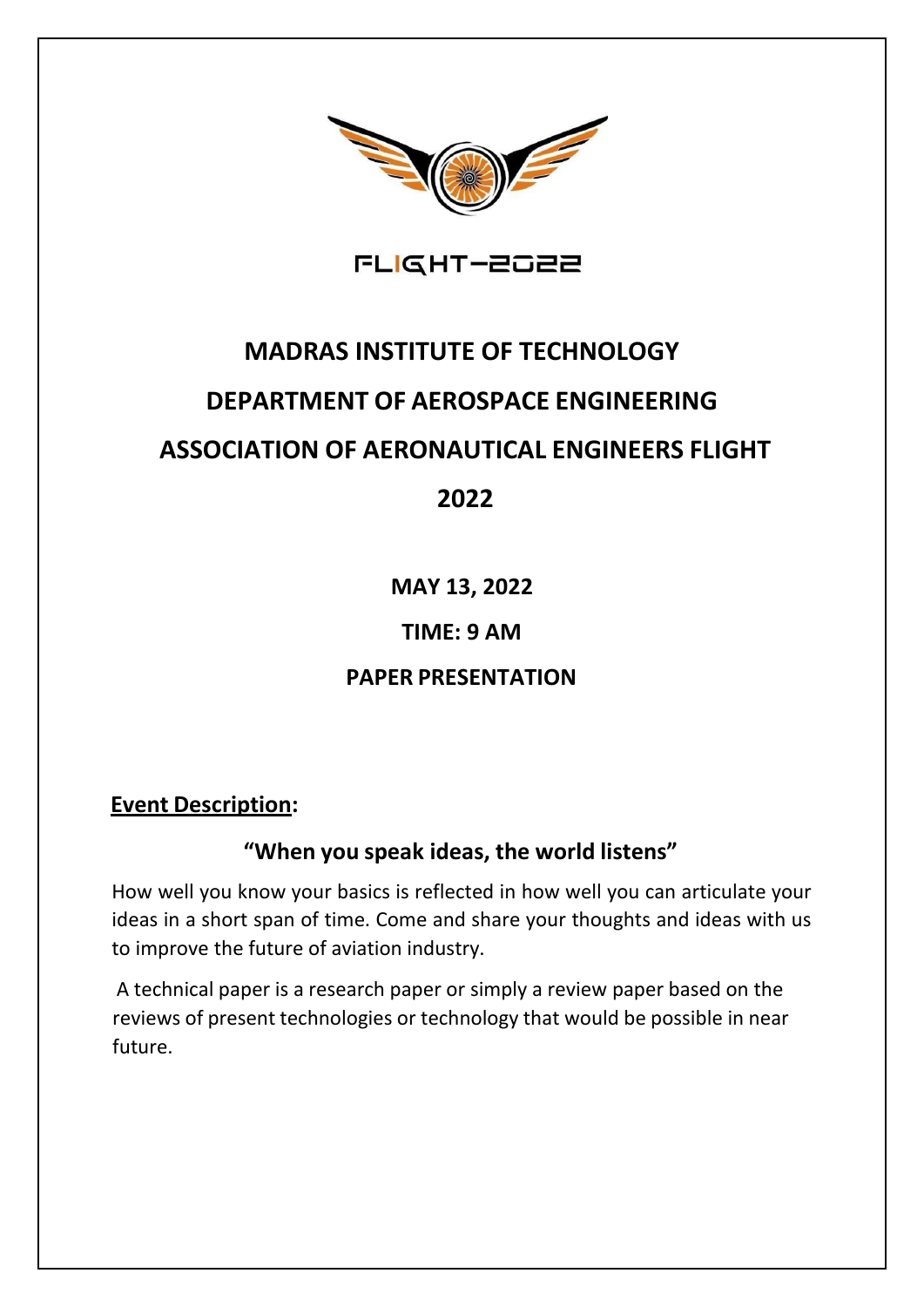FLIGHT-2022

# MADRAS INSTITUTE OF TECHNOLOGY

# DEPARTMENT OF AEROSPACE ENGINEERING

# ASSOCIATION OF AERONAUTICAL ENGINEERS FLIGHT 2022

**MAY 13, 2022**

**TIME: 9 AM**

**PAPER PRESENTATION**

**Event Description:**

**"When you speak ideas, the world listens"**

How well you know your basics is reflected in how well you can articulate your ideas in a short span of time. Come and share your thoughts and ideas with us to improve the future of aviation industry.

A technical paper is a research paper or simply a review paper based on the reviews of present technologies or technology that would be possible in near future.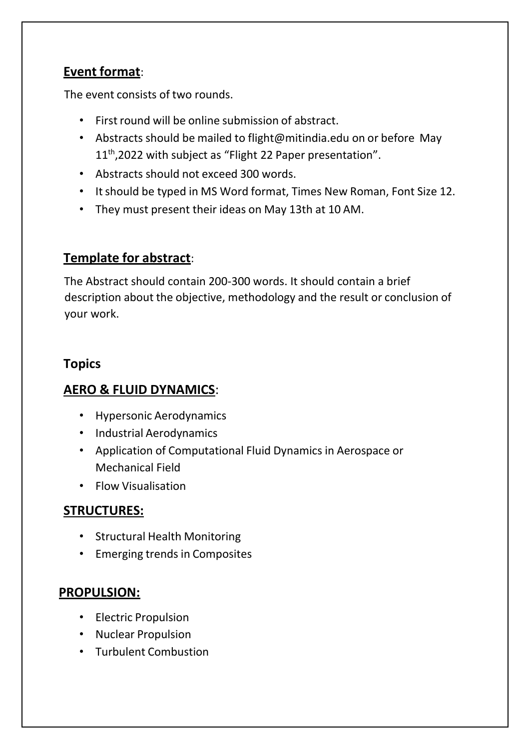## Event format:

The event consists of two rounds.

- First round will be online submission of abstract.
- Abstracts should be mailed to flight@mitindia.edu on or before May 11th,2022 with subject as "Flight 22 Paper presentation".
- Abstracts should not exceed 300 words.
- It should be typed in MS Word format, Times New Roman, Font Size 12.
- They must present their ideas on May 13th at 10 AM.

## Template for abstract:

The Abstract should contain 200-300 words. It should contain a brief description about the objective, methodology and the result or conclusion of your work.

## Topics

### AERO & FLUID DYNAMICS:

- Hypersonic Aerodynamics
- Industrial Aerodynamics
- Application of Computational Fluid Dynamics in Aerospace or Mechanical Field
- Flow Visualisation

### STRUCTURES:

- Structural Health Monitoring
- Emerging trends in Composites

### PROPULSION:

- Electric Propulsion
- Nuclear Propulsion
- Turbulent Combustion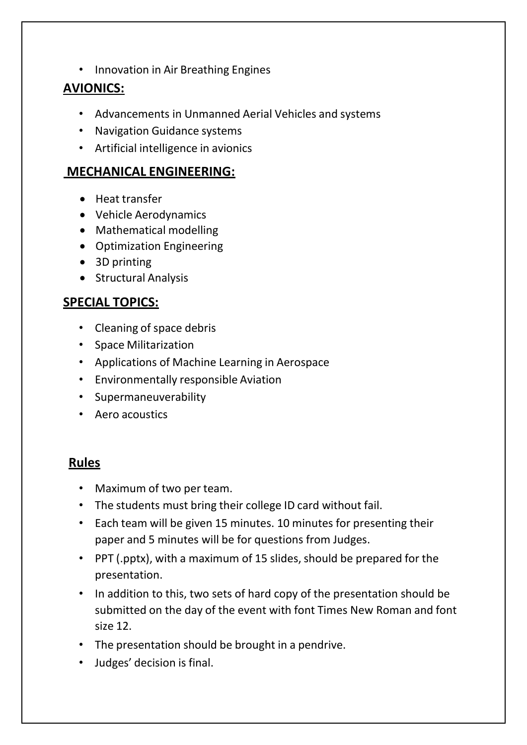- Innovation in Air Breathing Engines

## AVIONICS:

- Advancements in Unmanned Aerial Vehicles and systems
- Navigation Guidance systems
- Artificial intelligence in avionics

## MECHANICAL ENGINEERING:

- Heat transfer
- Vehicle Aerodynamics
- Mathematical modelling
- Optimization Engineering
- 3D printing
- Structural Analysis

## SPECIAL TOPICS:

- Cleaning of space debris
- Space Militarization
- Applications of Machine Learning in Aerospace
- Environmentally responsible Aviation
- Supermaneuverability
- Aero acoustics

## Rules

- Maximum of two per team.
- The students must bring their college ID card without fail.
- Each team will be given 15 minutes. 10 minutes for presenting their paper and 5 minutes will be for questions from Judges.
- PPT (.pptx), with a maximum of 15 slides, should be prepared for the presentation.
- In addition to this, two sets of hard copy of the presentation should be submitted on the day of the event with font Times New Roman and font size 12.
- The presentation should be brought in a pendrive.
- Judges' decision is final.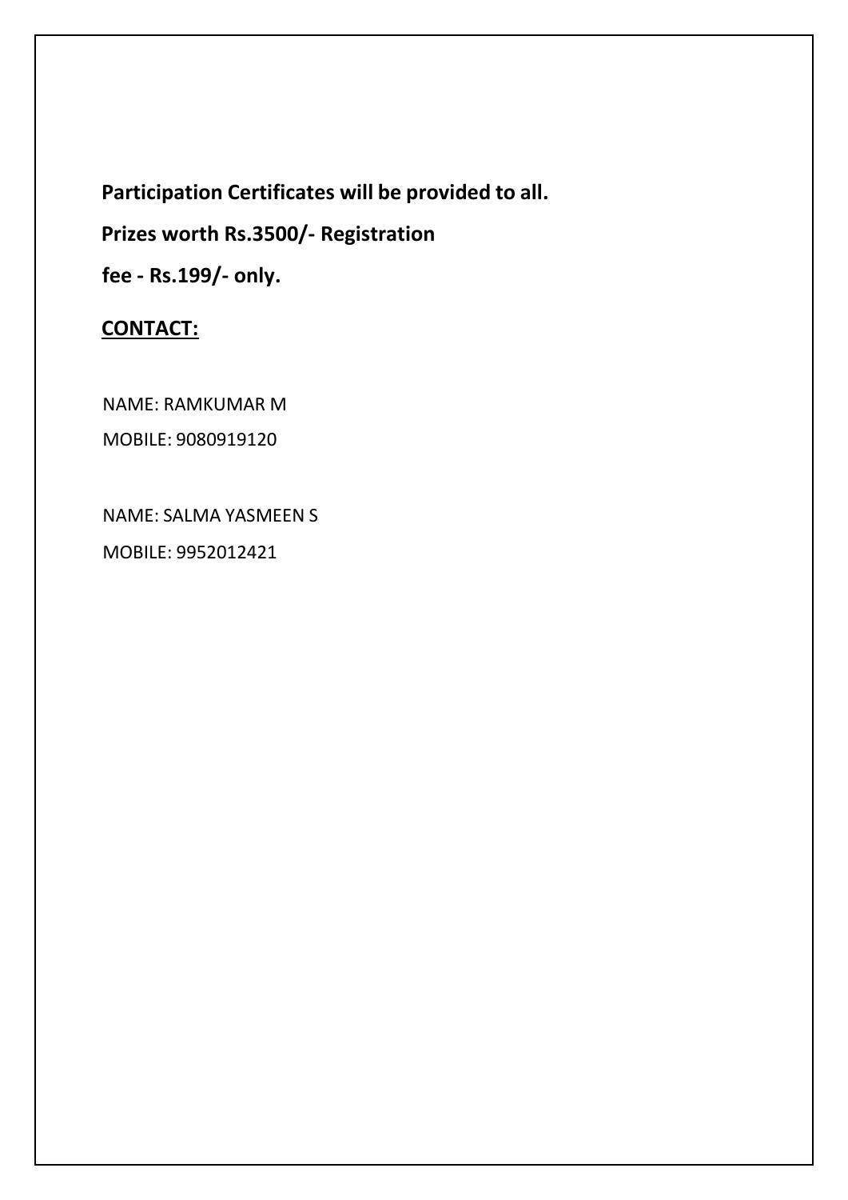**Participation Certificates will be provided to all.**

**Prizes worth Rs.3500/- Registration**

**fee - Rs.199/- only.**

**<u>CONTACT:</u>**

NAME: RAMKUMAR M

MOBILE: 9080919120

NAME: SALMA YASMEEN S

MOBILE: 9952012421